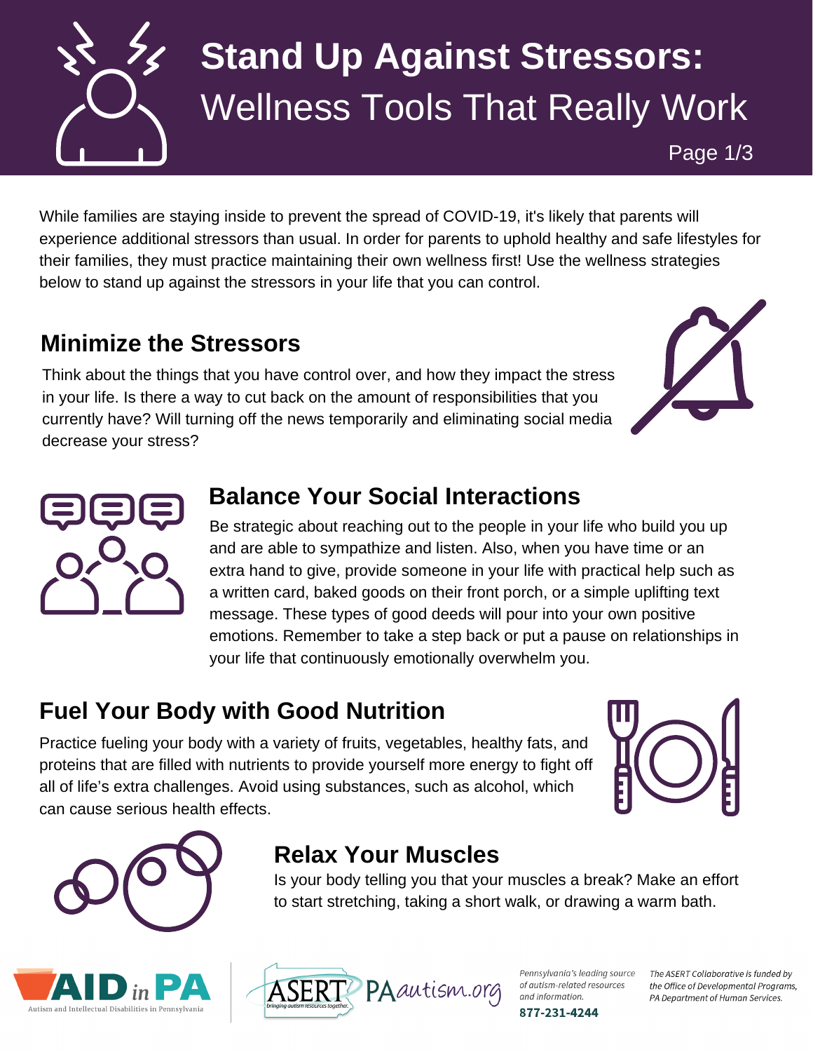# Stand Up Against Stressors: Wellness Tools That Really Work

While families are staying inside to prevent the spread of COVID-19, it's likely that parents will experience additional stressors than usual. In order for parents to uphold healthy and safe lifestyles for their families, they must practice maintaining their own wellness first! Use the wellness strategies below to stand up against the stressors in your life that you can control.

## Minimize the Stressors

Think about the things that you have control over, and how they impact the stress in your life. Is there a way to cut back on the amount of responsibilities that you currently have? Will turning off the news temporarily and eliminating social media decrease your stress?

## Balance Your Social Interactions

Be strategic about reaching out to the people in your life who build you up and are able to sympathize and listen. Also, when you have time or an extra hand to give, provide someone in your life with practical help such as a written card, baked goods on their front porch, or a simple uplifting text message. These types of good deeds will pour into your own positive emotions. Remember to take a step back or put a pause on relationships in your life that continuously emotionally overwhelm you.

## Fuel Your Body with Good Nutrition

Practice fueling your body with a variety of fruits, vegetables, healthy fats, and proteins that are filled with nutrients to provide yourself more energy to fight off all of life's extra challenges. Avoid using substances, such as alcohol, which can cause serious health effects.

## Relax Your Muscles

Is your body telling you that your muscles a break? Make an effort to start stretching, taking a short walk, or drawing a warm bath.

AID in PA — Autism and Intellectual Disabilities in Pennsylvania

ASERT — bringing autism resources together. PAautism.org

*Pennsylvania's leading source of autism-related resources and information.*

**877-231-4244**

*The ASERT Collaborative is funded by the Office of Developmental Programs, PA Department of Human Services.*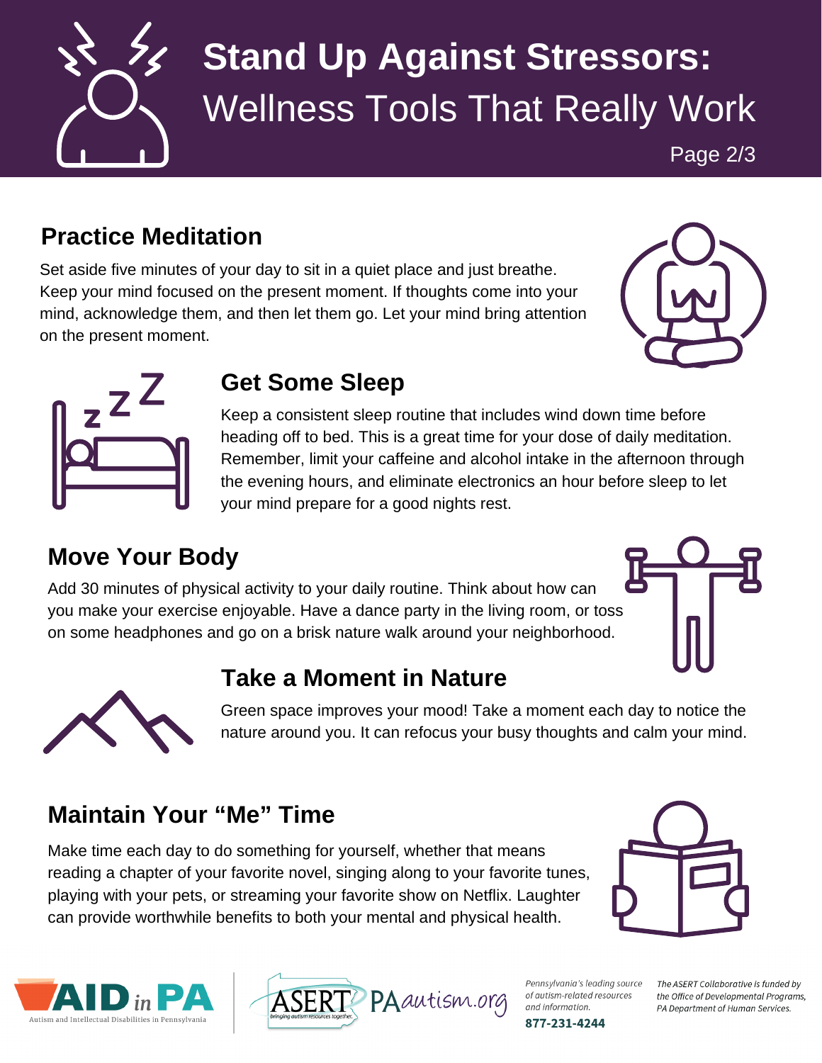# Stand Up Against Stressors: Wellness Tools That Really Work

## Practice Meditation

Set aside five minutes of your day to sit in a quiet place and just breathe. Keep your mind focused on the present moment. If thoughts come into your mind, acknowledge them, and then let them go. Let your mind bring attention on the present moment.

## Get Some Sleep

Keep a consistent sleep routine that includes wind down time before heading off to bed. This is a great time for your dose of daily meditation. Remember, limit your caffeine and alcohol intake in the afternoon through the evening hours, and eliminate electronics an hour before sleep to let your mind prepare for a good nights rest.

## Move Your Body

Add 30 minutes of physical activity to your daily routine. Think about how can you make your exercise enjoyable. Have a dance party in the living room, or toss on some headphones and go on a brisk nature walk around your neighborhood.

## Take a Moment in Nature

Green space improves your mood! Take a moment each day to notice the nature around you. It can refocus your busy thoughts and calm your mind.

## Maintain Your "Me" Time

Make time each day to do something for yourself, whether that means reading a chapter of your favorite novel, singing along to your favorite tunes, playing with your pets, or streaming your favorite show on Netflix. Laughter can provide worthwhile benefits to both your mental and physical health.

AID in PA – Autism and Intellectual Disabilities in Pennsylvania

ASERT – bringing autism resources together. PAautism.org

*Pennsylvania's leading source of autism-related resources and information.*

**877-231-4244**

*The ASERT Collaborative is funded by the Office of Developmental Programs, PA Department of Human Services.*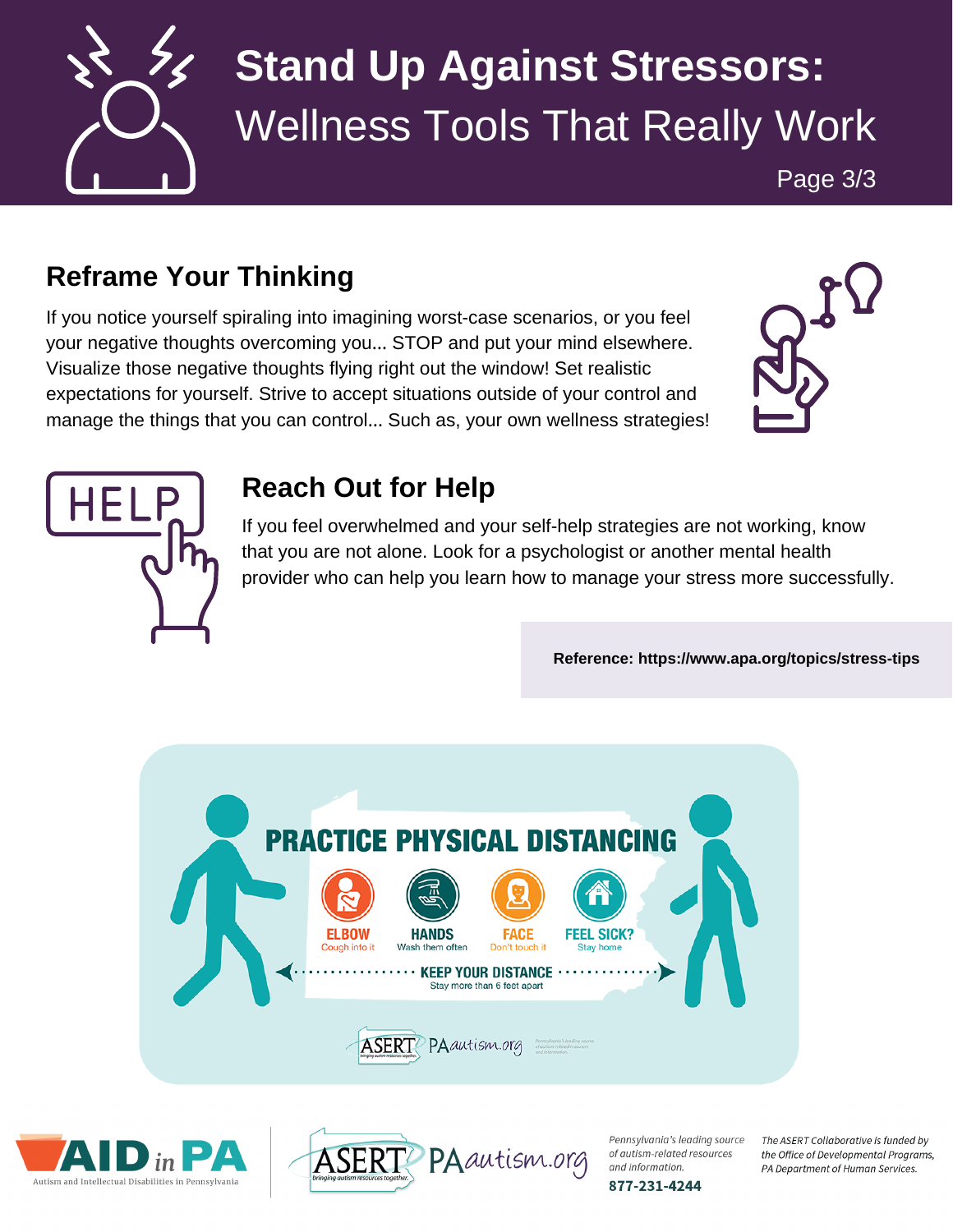# Stand Up Against Stressors: Wellness Tools That Really Work

## Reframe Your Thinking

If you notice yourself spiraling into imagining worst-case scenarios, or you feel your negative thoughts overcoming you... STOP and put your mind elsewhere. Visualize those negative thoughts flying right out the window! Set realistic expectations for yourself. Strive to accept situations outside of your control and manage the things that you can control... Such as, your own wellness strategies!

HELP

## Reach Out for Help

If you feel overwhelmed and your self-help strategies are not working, know that you are not alone. Look for a psychologist or another mental health provider who can help you learn how to manage your stress more successfully.

**Reference: https://www.apa.org/topics/stress-tips**

PRACTICE PHYSICAL DISTANCING

ELBOW
Cough into it

HANDS
Wash them often

FACE
Don't touch it

FEEL SICK?
Stay home

KEEP YOUR DISTANCE
Stay more than 6 feet apart

ASERT PAautism.org

AID in PA
Autism and Intellectual Disabilities in Pennsylvania

ASERT bringing autism resources together. PAautism.org

*Pennsylvania's leading source of autism-related resources and information.*

**877-231-4244**

*The ASERT Collaborative is funded by the Office of Developmental Programs, PA Department of Human Services.*